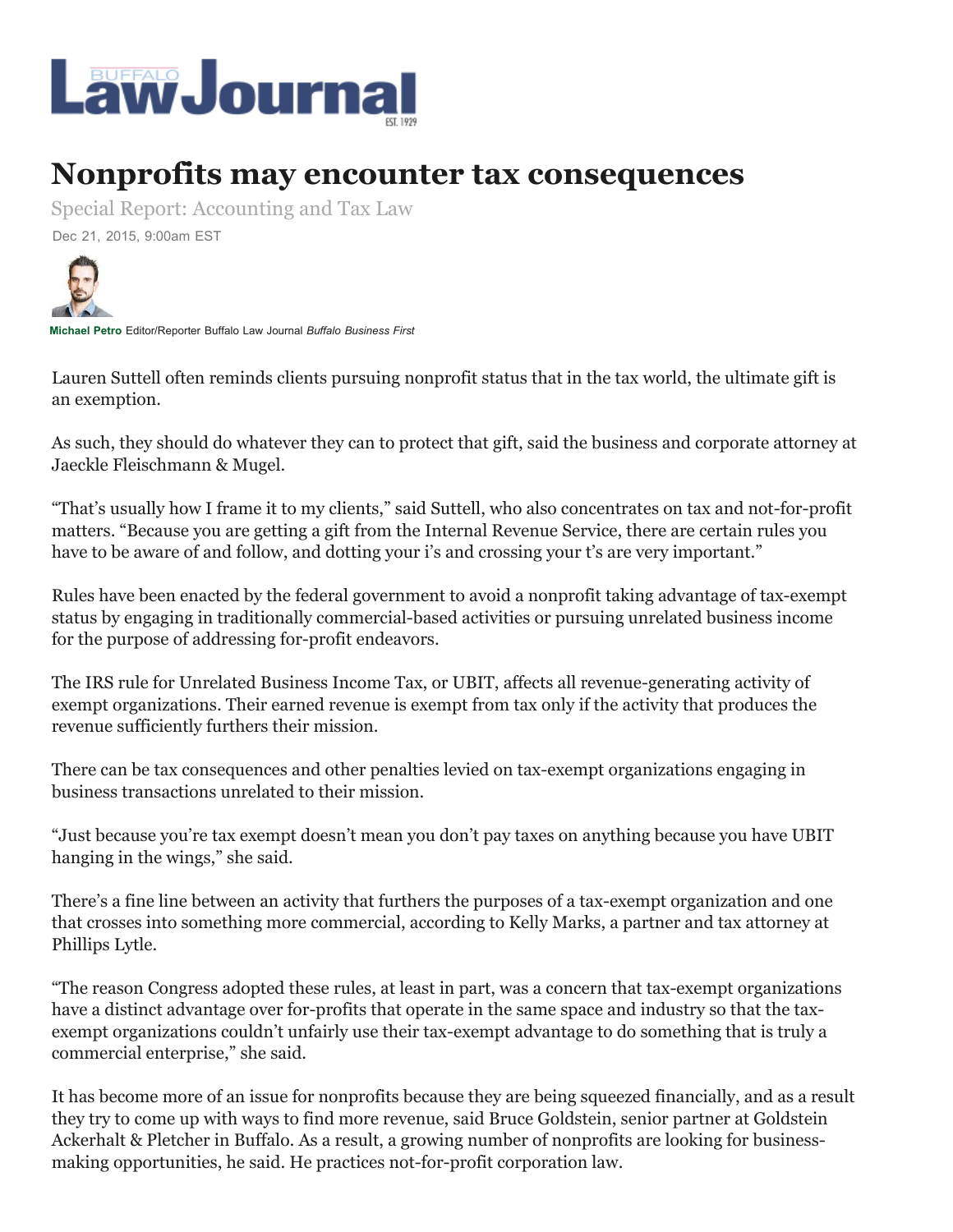# Buffalo Law Journal

# Nonprofits may encounter tax consequences

Special Report: Accounting and Tax Law

Dec 21, 2015, 9:00am EST

**Michael Petro** Editor/Reporter Buffalo Law Journal *Buffalo Business First*

Lauren Suttell often reminds clients pursuing nonprofit status that in the tax world, the ultimate gift is an exemption.

As such, they should do whatever they can to protect that gift, said the business and corporate attorney at Jaeckle Fleischmann & Mugel.

"That's usually how I frame it to my clients," said Suttell, who also concentrates on tax and not-for-profit matters. "Because you are getting a gift from the Internal Revenue Service, there are certain rules you have to be aware of and follow, and dotting your i's and crossing your t's are very important."

Rules have been enacted by the federal government to avoid a nonprofit taking advantage of tax-exempt status by engaging in traditionally commercial-based activities or pursuing unrelated business income for the purpose of addressing for-profit endeavors.

The IRS rule for Unrelated Business Income Tax, or UBIT, affects all revenue-generating activity of exempt organizations. Their earned revenue is exempt from tax only if the activity that produces the revenue sufficiently furthers their mission.

There can be tax consequences and other penalties levied on tax-exempt organizations engaging in business transactions unrelated to their mission.

"Just because you're tax exempt doesn't mean you don't pay taxes on anything because you have UBIT hanging in the wings," she said.

There's a fine line between an activity that furthers the purposes of a tax-exempt organization and one that crosses into something more commercial, according to Kelly Marks, a partner and tax attorney at Phillips Lytle.

"The reason Congress adopted these rules, at least in part, was a concern that tax-exempt organizations have a distinct advantage over for-profits that operate in the same space and industry so that the tax-exempt organizations couldn't unfairly use their tax-exempt advantage to do something that is truly a commercial enterprise," she said.

It has become more of an issue for nonprofits because they are being squeezed financially, and as a result they try to come up with ways to find more revenue, said Bruce Goldstein, senior partner at Goldstein Ackerhalt & Pletcher in Buffalo. As a result, a growing number of nonprofits are looking for business-making opportunities, he said. He practices not-for-profit corporation law.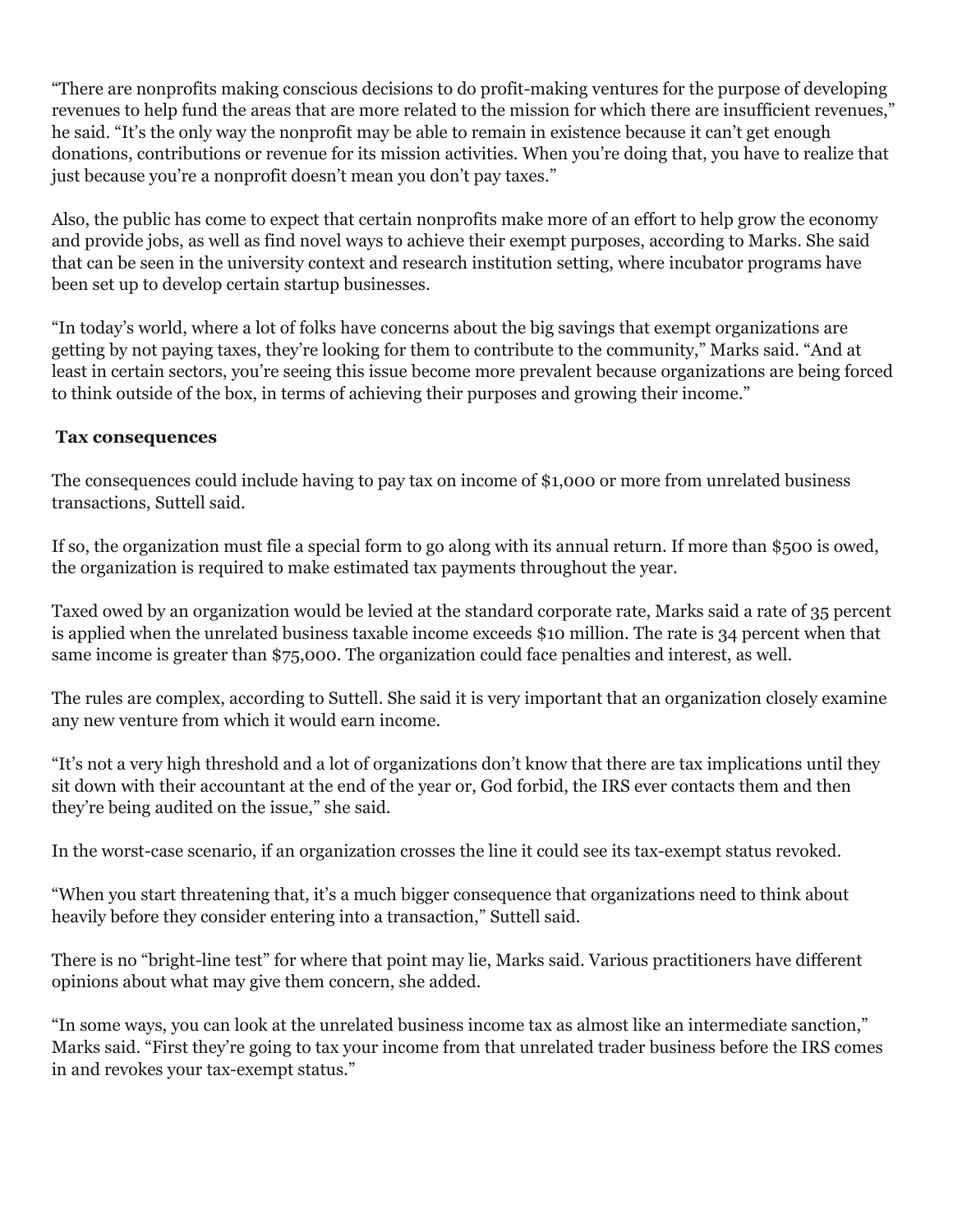"There are nonprofits making conscious decisions to do profit-making ventures for the purpose of developing revenues to help fund the areas that are more related to the mission for which there are insufficient revenues," he said. "It's the only way the nonprofit may be able to remain in existence because it can't get enough donations, contributions or revenue for its mission activities. When you're doing that, you have to realize that just because you're a nonprofit doesn't mean you don't pay taxes."

Also, the public has come to expect that certain nonprofits make more of an effort to help grow the economy and provide jobs, as well as find novel ways to achieve their exempt purposes, according to Marks. She said that can be seen in the university context and research institution setting, where incubator programs have been set up to develop certain startup businesses.

"In today's world, where a lot of folks have concerns about the big savings that exempt organizations are getting by not paying taxes, they're looking for them to contribute to the community," Marks said. "And at least in certain sectors, you're seeing this issue become more prevalent because organizations are being forced to think outside of the box, in terms of achieving their purposes and growing their income."

**Tax consequences**

The consequences could include having to pay tax on income of $1,000 or more from unrelated business transactions, Suttell said.

If so, the organization must file a special form to go along with its annual return. If more than $500 is owed, the organization is required to make estimated tax payments throughout the year.

Taxed owed by an organization would be levied at the standard corporate rate, Marks said a rate of 35 percent is applied when the unrelated business taxable income exceeds $10 million. The rate is 34 percent when that same income is greater than $75,000. The organization could face penalties and interest, as well.

The rules are complex, according to Suttell. She said it is very important that an organization closely examine any new venture from which it would earn income.

"It's not a very high threshold and a lot of organizations don't know that there are tax implications until they sit down with their accountant at the end of the year or, God forbid, the IRS ever contacts them and then they're being audited on the issue," she said.

In the worst-case scenario, if an organization crosses the line it could see its tax-exempt status revoked.

"When you start threatening that, it's a much bigger consequence that organizations need to think about heavily before they consider entering into a transaction," Suttell said.

There is no "bright-line test" for where that point may lie, Marks said. Various practitioners have different opinions about what may give them concern, she added.

"In some ways, you can look at the unrelated business income tax as almost like an intermediate sanction," Marks said. "First they're going to tax your income from that unrelated trader business before the IRS comes in and revokes your tax-exempt status."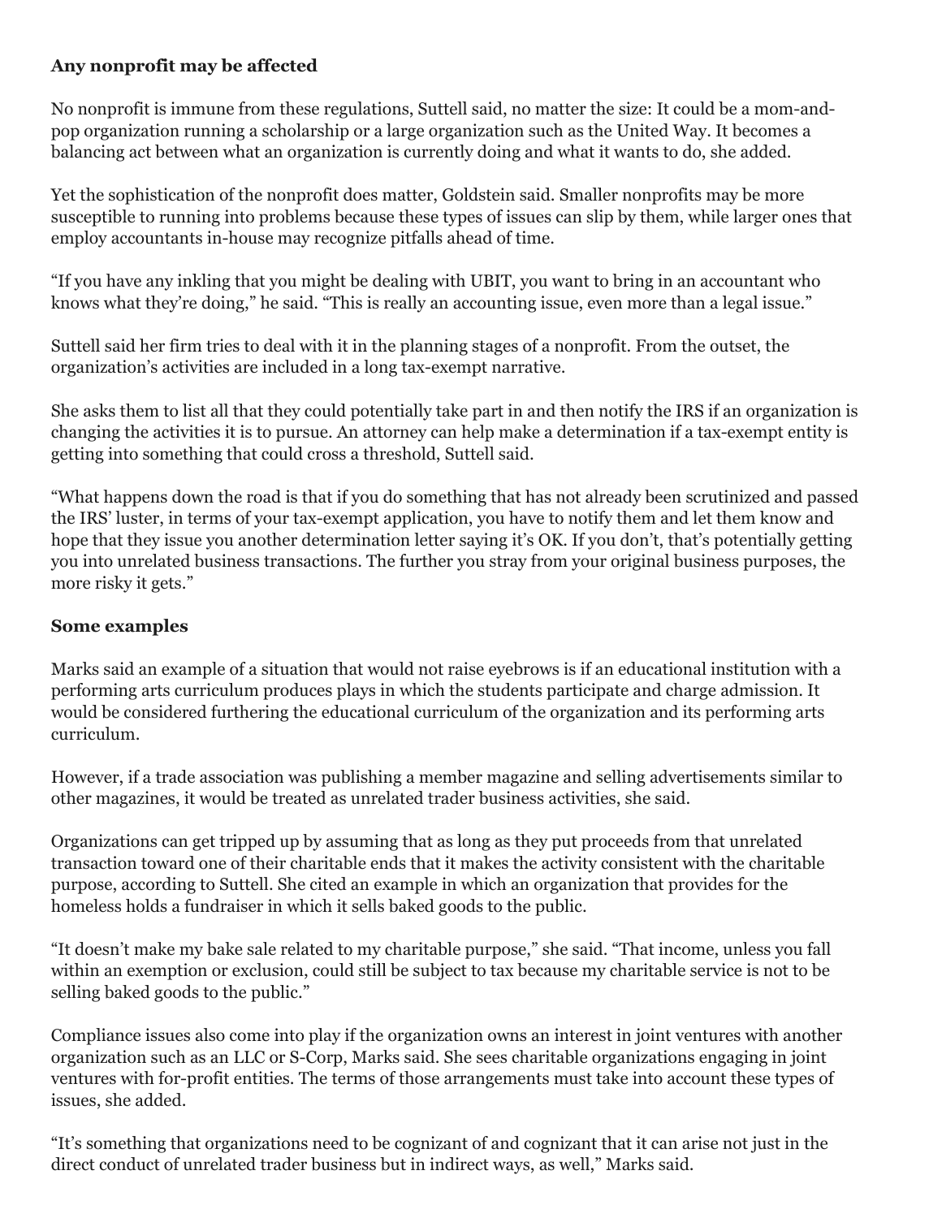### Any nonprofit may be affected

No nonprofit is immune from these regulations, Suttell said, no matter the size: It could be a mom-and-pop organization running a scholarship or a large organization such as the United Way. It becomes a balancing act between what an organization is currently doing and what it wants to do, she added.

Yet the sophistication of the nonprofit does matter, Goldstein said. Smaller nonprofits may be more susceptible to running into problems because these types of issues can slip by them, while larger ones that employ accountants in-house may recognize pitfalls ahead of time.

"If you have any inkling that you might be dealing with UBIT, you want to bring in an accountant who knows what they're doing," he said. "This is really an accounting issue, even more than a legal issue."

Suttell said her firm tries to deal with it in the planning stages of a nonprofit. From the outset, the organization's activities are included in a long tax-exempt narrative.

She asks them to list all that they could potentially take part in and then notify the IRS if an organization is changing the activities it is to pursue. An attorney can help make a determination if a tax-exempt entity is getting into something that could cross a threshold, Suttell said.

"What happens down the road is that if you do something that has not already been scrutinized and passed the IRS' luster, in terms of your tax-exempt application, you have to notify them and let them know and hope that they issue you another determination letter saying it's OK. If you don't, that's potentially getting you into unrelated business transactions. The further you stray from your original business purposes, the more risky it gets."

### Some examples

Marks said an example of a situation that would not raise eyebrows is if an educational institution with a performing arts curriculum produces plays in which the students participate and charge admission. It would be considered furthering the educational curriculum of the organization and its performing arts curriculum.

However, if a trade association was publishing a member magazine and selling advertisements similar to other magazines, it would be treated as unrelated trader business activities, she said.

Organizations can get tripped up by assuming that as long as they put proceeds from that unrelated transaction toward one of their charitable ends that it makes the activity consistent with the charitable purpose, according to Suttell. She cited an example in which an organization that provides for the homeless holds a fundraiser in which it sells baked goods to the public.

"It doesn't make my bake sale related to my charitable purpose," she said. "That income, unless you fall within an exemption or exclusion, could still be subject to tax because my charitable service is not to be selling baked goods to the public."

Compliance issues also come into play if the organization owns an interest in joint ventures with another organization such as an LLC or S-Corp, Marks said. She sees charitable organizations engaging in joint ventures with for-profit entities. The terms of those arrangements must take into account these types of issues, she added.

"It's something that organizations need to be cognizant of and cognizant that it can arise not just in the direct conduct of unrelated trader business but in indirect ways, as well," Marks said.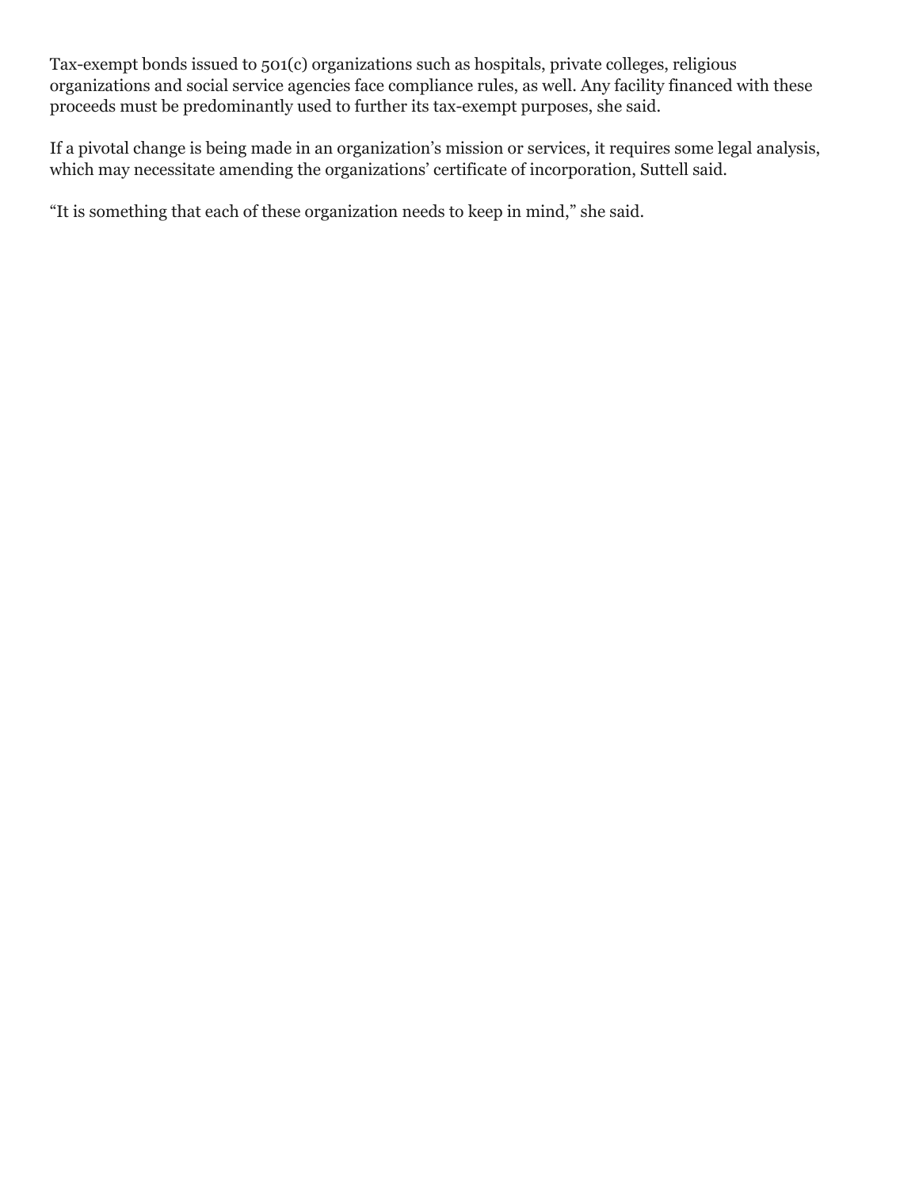Tax-exempt bonds issued to 501(c) organizations such as hospitals, private colleges, religious organizations and social service agencies face compliance rules, as well. Any facility financed with these proceeds must be predominantly used to further its tax-exempt purposes, she said.

If a pivotal change is being made in an organization's mission or services, it requires some legal analysis, which may necessitate amending the organizations' certificate of incorporation, Suttell said.

"It is something that each of these organization needs to keep in mind," she said.